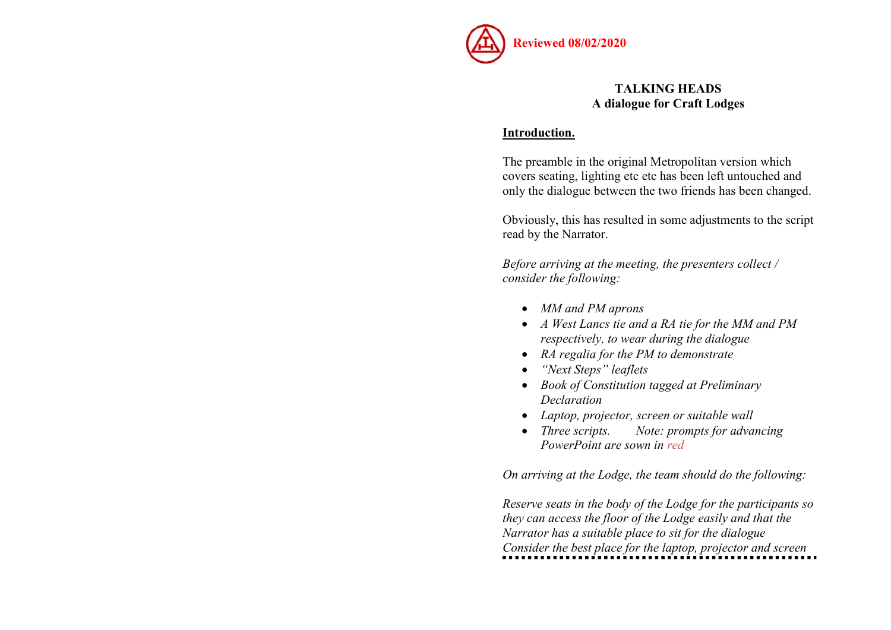**Reviewed 08/02/2020**

# TALKING HEADS
## A dialogue for Craft Lodges

**Introduction.**

The preamble in the original Metropolitan version which covers seating, lighting etc etc has been left untouched and only the dialogue between the two friends has been changed.

Obviously, this has resulted in some adjustments to the script read by the Narrator.

*Before arriving at the meeting, the presenters collect / consider the following:*

- *MM and PM aprons*
- *A West Lancs tie and a RA tie for the MM and PM respectively, to wear during the dialogue*
- *RA regalia for the PM to demonstrate*
- *"Next Steps" leaflets*
- *Book of Constitution tagged at Preliminary Declaration*
- *Laptop, projector, screen or suitable wall*
- *Three scripts.   Note: prompts for advancing PowerPoint are sown in red*

*On arriving at the Lodge, the team should do the following:*

*Reserve seats in the body of the Lodge for the participants so they can access the floor of the Lodge easily and that the Narrator has a suitable place to sit for the dialogue*
*Consider the best place for the laptop, projector and screen*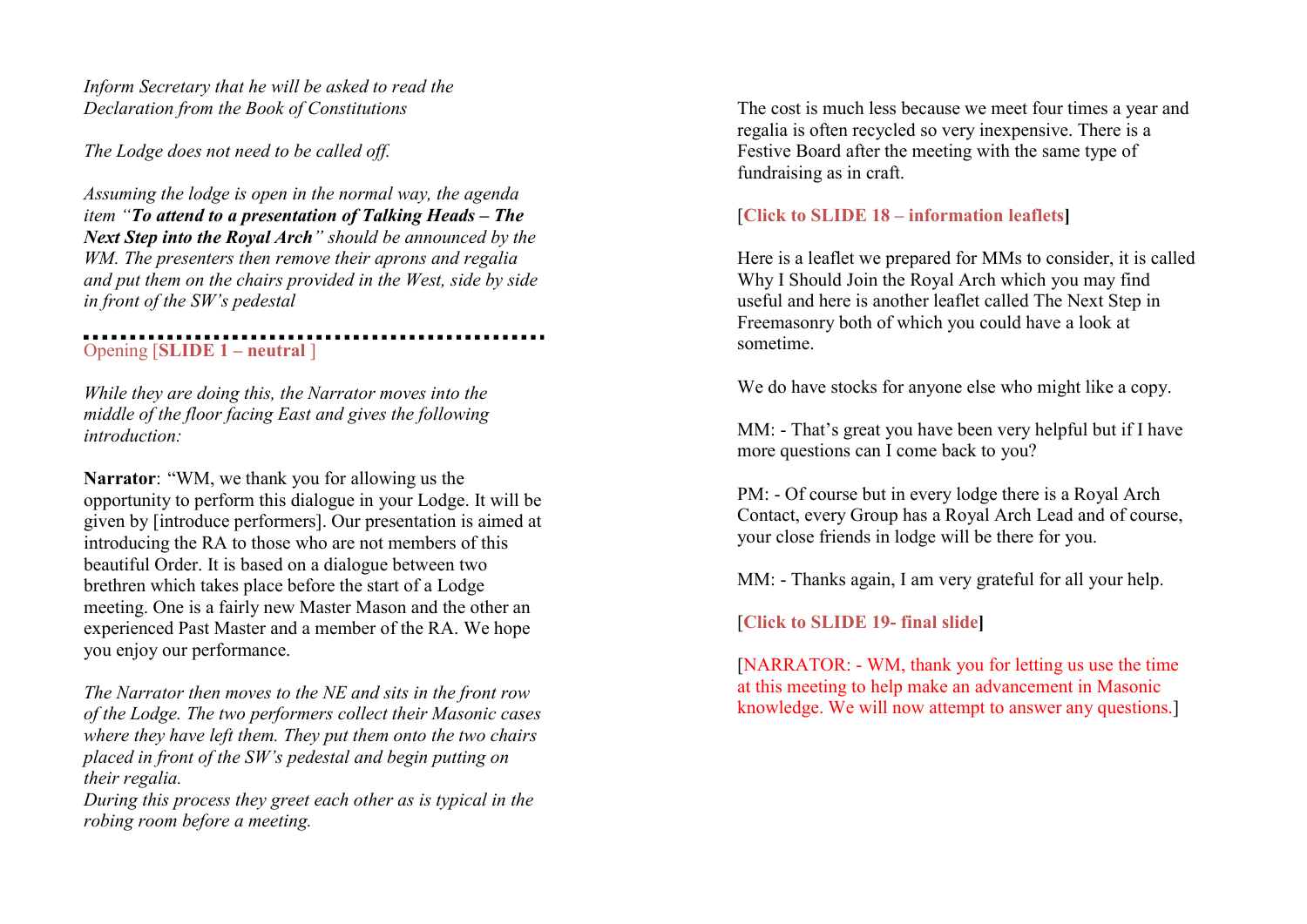*Inform Secretary that he will be asked to read the Declaration from the Book of Constitutions*

*The Lodge does not need to be called off.*

*Assuming the lodge is open in the normal way, the agenda item "**To attend to a presentation of Talking Heads – The Next Step into the Royal Arch**" should be announced by the WM. The presenters then remove their aprons and regalia and put them on the chairs provided in the West, side by side in front of the SW's pedestal*

---

Opening [**SLIDE 1 – neutral** ]

*While they are doing this, the Narrator moves into the middle of the floor facing East and gives the following introduction:*

**Narrator**: "WM, we thank you for allowing us the opportunity to perform this dialogue in your Lodge. It will be given by [introduce performers]. Our presentation is aimed at introducing the RA to those who are not members of this beautiful Order. It is based on a dialogue between two brethren which takes place before the start of a Lodge meeting. One is a fairly new Master Mason and the other an experienced Past Master and a member of the RA. We hope you enjoy our performance.

*The Narrator then moves to the NE and sits in the front row of the Lodge. The two performers collect their Masonic cases where they have left them. They put them onto the two chairs placed in front of the SW's pedestal and begin putting on their regalia.*
*During this process they greet each other as is typical in the robing room before a meeting.*

The cost is much less because we meet four times a year and regalia is often recycled so very inexpensive. There is a Festive Board after the meeting with the same type of fundraising as in craft.

[**Click to SLIDE 18 – information leaflets]**

Here is a leaflet we prepared for MMs to consider, it is called Why I Should Join the Royal Arch which you may find useful and here is another leaflet called The Next Step in Freemasonry both of which you could have a look at sometime.

We do have stocks for anyone else who might like a copy.

MM: - That's great you have been very helpful but if I have more questions can I come back to you?

PM: - Of course but in every lodge there is a Royal Arch Contact, every Group has a Royal Arch Lead and of course, your close friends in lodge will be there for you.

MM: - Thanks again, I am very grateful for all your help.

[**Click to SLIDE 19- final slide]**

[NARRATOR: - WM, thank you for letting us use the time at this meeting to help make an advancement in Masonic knowledge. We will now attempt to answer any questions.]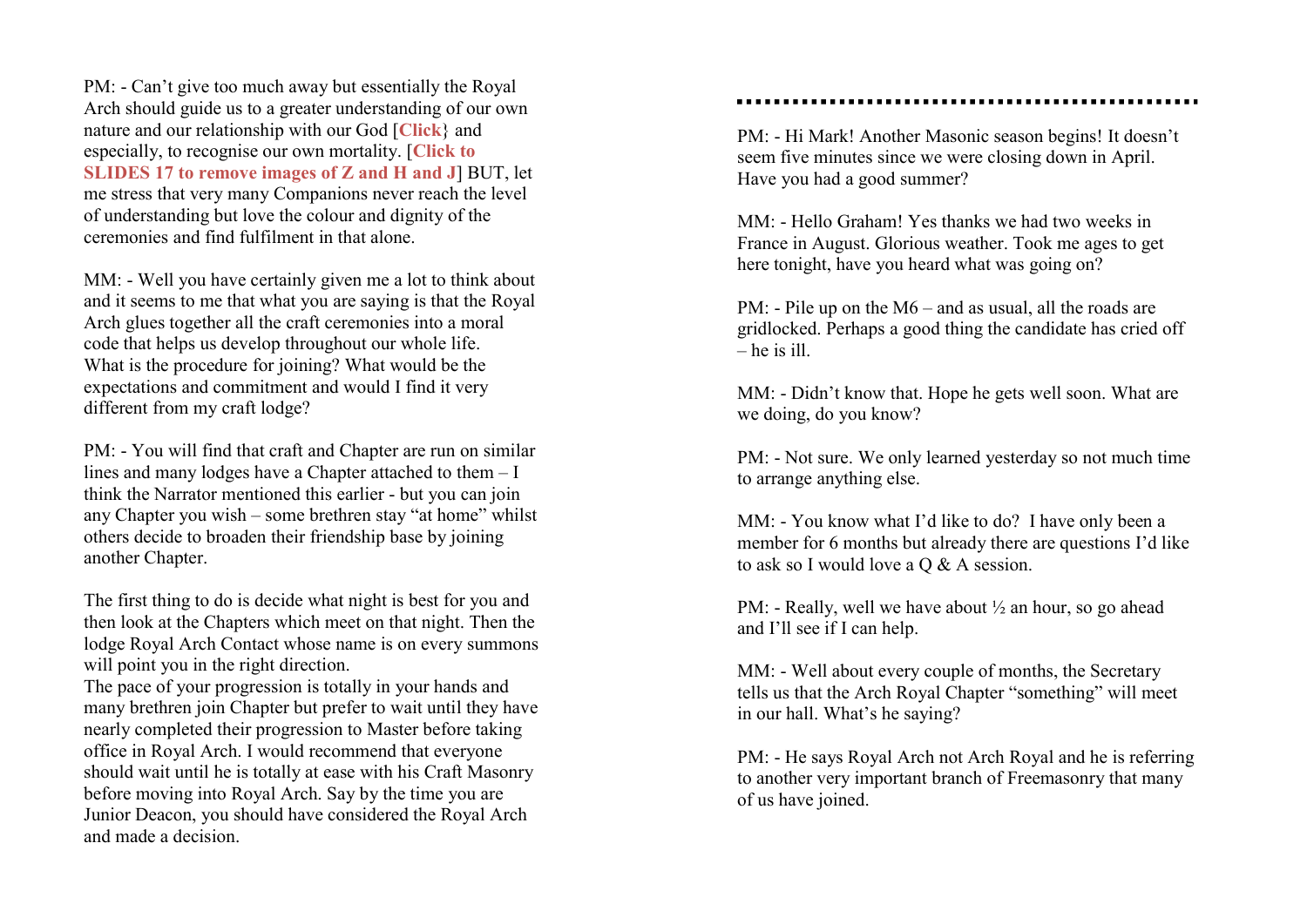PM: - Can't give too much away but essentially the Royal Arch should guide us to a greater understanding of our own nature and our relationship with our God [**Click**} and especially, to recognise our own mortality. [**Click to SLIDES 17 to remove images of Z and H and J**] BUT, let me stress that very many Companions never reach the level of understanding but love the colour and dignity of the ceremonies and find fulfilment in that alone.

MM: - Well you have certainly given me a lot to think about and it seems to me that what you are saying is that the Royal Arch glues together all the craft ceremonies into a moral code that helps us develop throughout our whole life. What is the procedure for joining? What would be the expectations and commitment and would I find it very different from my craft lodge?

PM: - You will find that craft and Chapter are run on similar lines and many lodges have a Chapter attached to them – I think the Narrator mentioned this earlier - but you can join any Chapter you wish – some brethren stay "at home" whilst others decide to broaden their friendship base by joining another Chapter.

The first thing to do is decide what night is best for you and then look at the Chapters which meet on that night. Then the lodge Royal Arch Contact whose name is on every summons will point you in the right direction.
The pace of your progression is totally in your hands and many brethren join Chapter but prefer to wait until they have nearly completed their progression to Master before taking office in Royal Arch. I would recommend that everyone should wait until he is totally at ease with his Craft Masonry before moving into Royal Arch. Say by the time you are Junior Deacon, you should have considered the Royal Arch and made a decision.

---

PM: - Hi Mark! Another Masonic season begins! It doesn't seem five minutes since we were closing down in April. Have you had a good summer?

MM: - Hello Graham! Yes thanks we had two weeks in France in August. Glorious weather. Took me ages to get here tonight, have you heard what was going on?

PM: - Pile up on the M6 – and as usual, all the roads are gridlocked. Perhaps a good thing the candidate has cried off – he is ill.

MM: - Didn't know that. Hope he gets well soon. What are we doing, do you know?

PM: - Not sure. We only learned yesterday so not much time to arrange anything else.

MM: - You know what I'd like to do? I have only been a member for 6 months but already there are questions I'd like to ask so I would love a Q & A session.

PM: - Really, well we have about ½ an hour, so go ahead and I'll see if I can help.

MM: - Well about every couple of months, the Secretary tells us that the Arch Royal Chapter "something" will meet in our hall. What's he saying?

PM: - He says Royal Arch not Arch Royal and he is referring to another very important branch of Freemasonry that many of us have joined.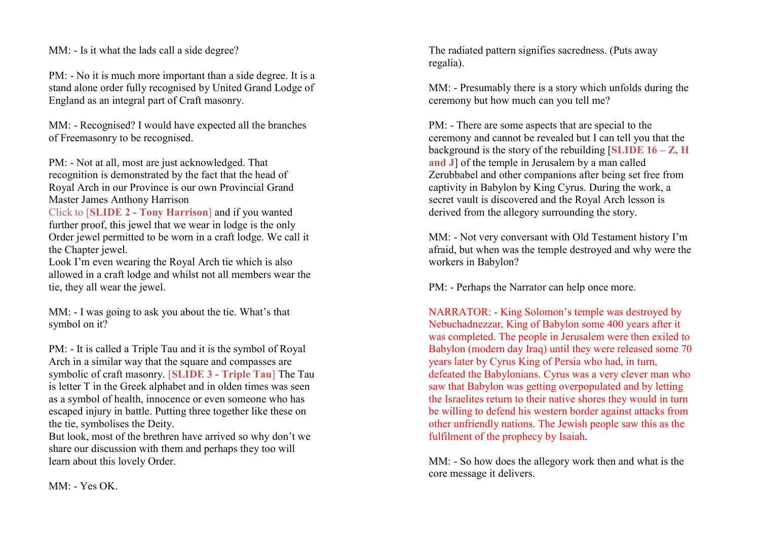MM: - Is it what the lads call a side degree?

PM: - No it is much more important than a side degree. It is a stand alone order fully recognised by United Grand Lodge of England as an integral part of Craft masonry.

MM: - Recognised? I would have expected all the branches of Freemasonry to be recognised.

PM: - Not at all, most are just acknowledged. That recognition is demonstrated by the fact that the head of Royal Arch in our Province is our own Provincial Grand Master James Anthony Harrison
Click to [**SLIDE 2 - Tony Harrison**] and if you wanted further proof, this jewel that we wear in lodge is the only Order jewel permitted to be worn in a craft lodge. We call it the Chapter jewel.
Look I'm even wearing the Royal Arch tie which is also allowed in a craft lodge and whilst not all members wear the tie, they all wear the jewel.

MM: - I was going to ask you about the tie. What's that symbol on it?

PM: - It is called a Triple Tau and it is the symbol of Royal Arch in a similar way that the square and compasses are symbolic of craft masonry. [**SLIDE 3 - Triple Tau**] The Tau is letter T in the Greek alphabet and in olden times was seen as a symbol of health, innocence or even someone who has escaped injury in battle. Putting three together like these on the tie, symbolises the Deity.
But look, most of the brethren have arrived so why don't we share our discussion with them and perhaps they too will learn about this lovely Order.

MM: - Yes OK.

The radiated pattern signifies sacredness. (Puts away regalia).

MM: - Presumably there is a story which unfolds during the ceremony but how much can you tell me?

PM: - There are some aspects that are special to the ceremony and cannot be revealed but I can tell you that the background is the story of the rebuilding [**SLIDE 16 – Z, H and J**] of the temple in Jerusalem by a man called Zerubbabel and other companions after being set free from captivity in Babylon by King Cyrus. During the work, a secret vault is discovered and the Royal Arch lesson is derived from the allegory surrounding the story.

MM: - Not very conversant with Old Testament history I'm afraid, but when was the temple destroyed and why were the workers in Babylon?

PM: - Perhaps the Narrator can help once more.

NARRATOR: - King Solomon's temple was destroyed by Nebuchadnezzar, King of Babylon some 400 years after it was completed. The people in Jerusalem were then exiled to Babylon (modern day Iraq) until they were released some 70 years later by Cyrus King of Persia who had, in turn, defeated the Babylonians. Cyrus was a very clever man who saw that Babylon was getting overpopulated and by letting the Israelites return to their native shores they would in turn be willing to defend his western border against attacks from other unfriendly nations. The Jewish people saw this as the fulfilment of the prophecy by Isaiah.

MM: - So how does the allegory work then and what is the core message it delivers.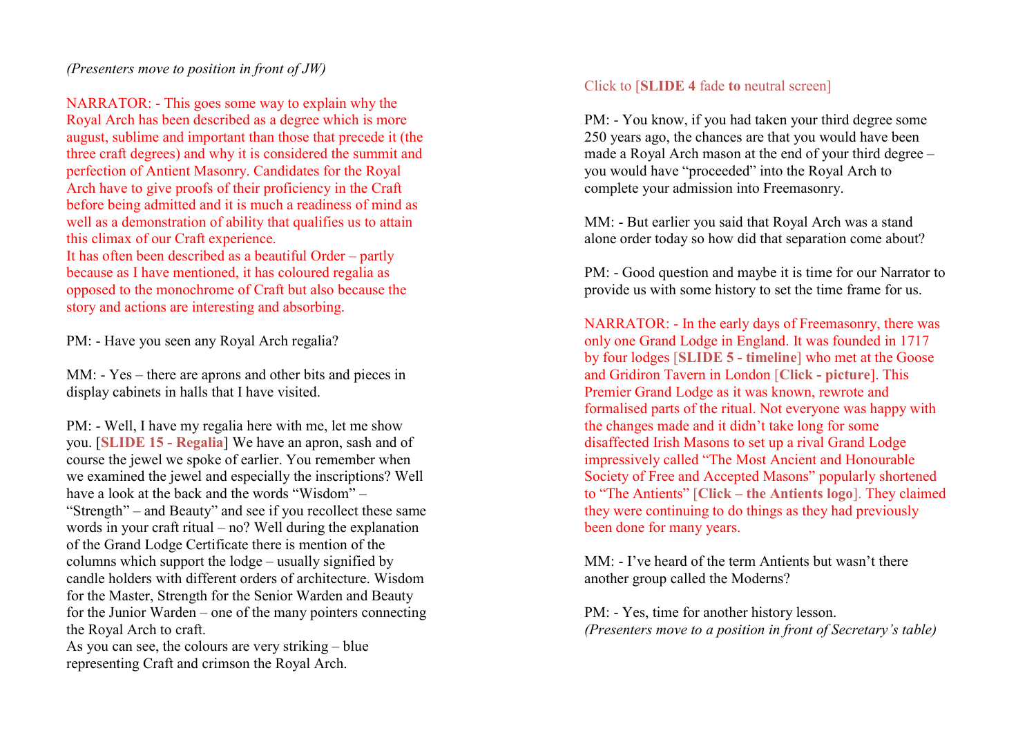*(Presenters move to position in front of JW)*

NARRATOR: - This goes some way to explain why the Royal Arch has been described as a degree which is more august, sublime and important than those that precede it (the three craft degrees) and why it is considered the summit and perfection of Antient Masonry. Candidates for the Royal Arch have to give proofs of their proficiency in the Craft before being admitted and it is much a readiness of mind as well as a demonstration of ability that qualifies us to attain this climax of our Craft experience.
It has often been described as a beautiful Order – partly because as I have mentioned, it has coloured regalia as opposed to the monochrome of Craft but also because the story and actions are interesting and absorbing.

PM: - Have you seen any Royal Arch regalia?

MM: - Yes – there are aprons and other bits and pieces in display cabinets in halls that I have visited.

PM: - Well, I have my regalia here with me, let me show you. [**SLIDE 15 - Regalia**] We have an apron, sash and of course the jewel we spoke of earlier. You remember when we examined the jewel and especially the inscriptions? Well have a look at the back and the words "Wisdom" – "Strength" – and Beauty" and see if you recollect these same words in your craft ritual – no? Well during the explanation of the Grand Lodge Certificate there is mention of the columns which support the lodge – usually signified by candle holders with different orders of architecture. Wisdom for the Master, Strength for the Senior Warden and Beauty for the Junior Warden – one of the many pointers connecting the Royal Arch to craft.
As you can see, the colours are very striking – blue representing Craft and crimson the Royal Arch.

Click to [**SLIDE 4** fade **to** neutral screen]

PM: - You know, if you had taken your third degree some 250 years ago, the chances are that you would have been made a Royal Arch mason at the end of your third degree – you would have "proceeded" into the Royal Arch to complete your admission into Freemasonry.

MM: - But earlier you said that Royal Arch was a stand alone order today so how did that separation come about?

PM: - Good question and maybe it is time for our Narrator to provide us with some history to set the time frame for us.

NARRATOR: - In the early days of Freemasonry, there was only one Grand Lodge in England. It was founded in 1717 by four lodges [**SLIDE 5 - timeline**] who met at the Goose and Gridiron Tavern in London [**Click - picture**]. This Premier Grand Lodge as it was known, rewrote and formalised parts of the ritual. Not everyone was happy with the changes made and it didn't take long for some disaffected Irish Masons to set up a rival Grand Lodge impressively called "The Most Ancient and Honourable Society of Free and Accepted Masons" popularly shortened to "The Antients" [**Click – the Antients logo**]. They claimed they were continuing to do things as they had previously been done for many years.

MM: - I've heard of the term Antients but wasn't there another group called the Moderns?

PM: - Yes, time for another history lesson.
*(Presenters move to a position in front of Secretary's table)*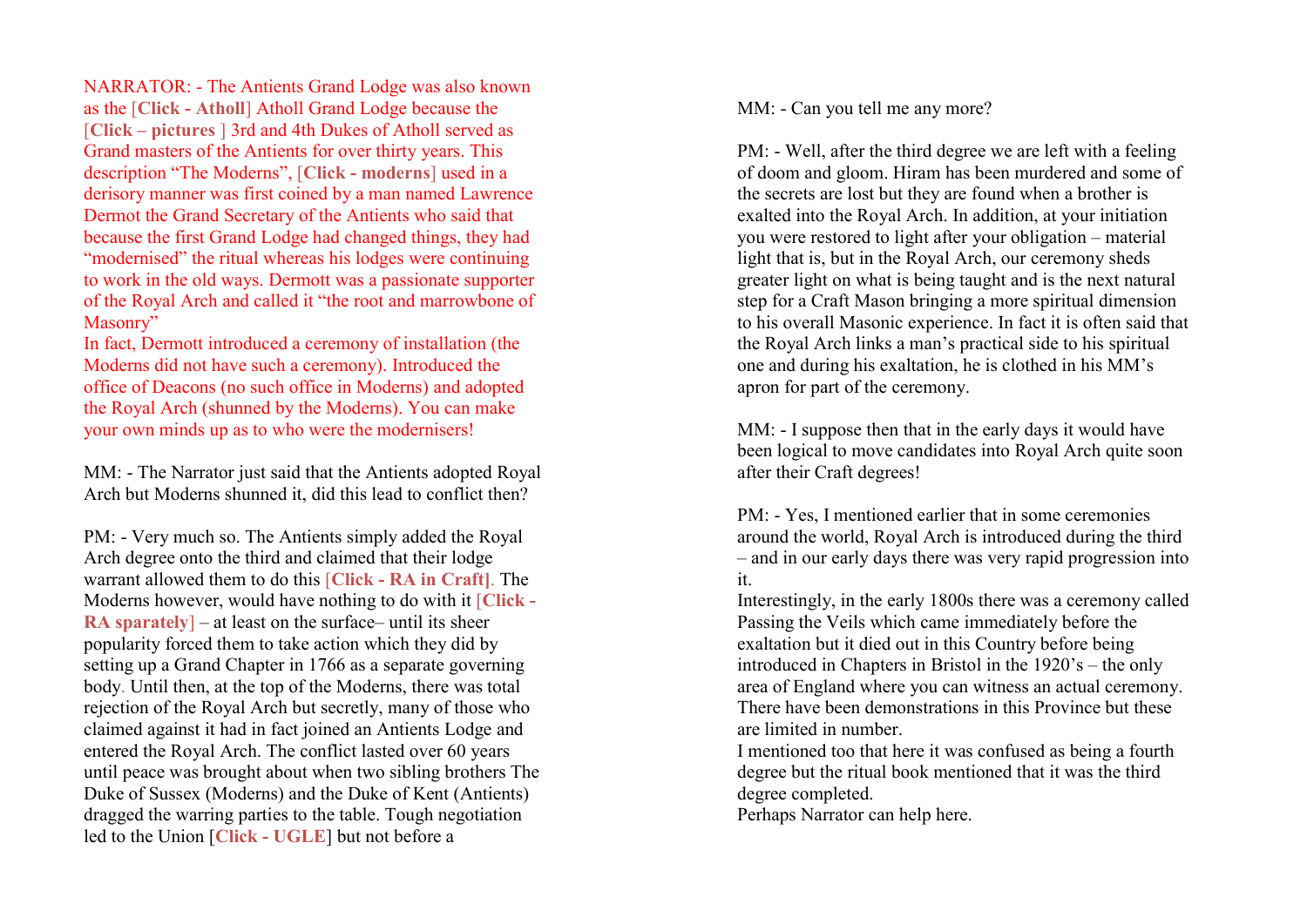NARRATOR: - The Antients Grand Lodge was also known as the [**Click - Atholl**] Atholl Grand Lodge because the [**Click – pictures** ] 3rd and 4th Dukes of Atholl served as Grand masters of the Antients for over thirty years. This description “The Moderns”, [**Click - moderns**] used in a derisory manner was first coined by a man named Lawrence Dermot the Grand Secretary of the Antients who said that because the first Grand Lodge had changed things, they had “modernised” the ritual whereas his lodges were continuing to work in the old ways. Dermott was a passionate supporter of the Royal Arch and called it “the root and marrowbone of Masonry”

In fact, Dermott introduced a ceremony of installation (the Moderns did not have such a ceremony). Introduced the office of Deacons (no such office in Moderns) and adopted the Royal Arch (shunned by the Moderns). You can make your own minds up as to who were the modernisers!

MM: - The Narrator just said that the Antients adopted Royal Arch but Moderns shunned it, did this lead to conflict then?

PM: - Very much so. The Antients simply added the Royal Arch degree onto the third and claimed that their lodge warrant allowed them to do this [**Click - RA in Craft]**. The Moderns however, would have nothing to do with it [**Click - RA sparately**] – at least on the surface– until its sheer popularity forced them to take action which they did by setting up a Grand Chapter in 1766 as a separate governing body. Until then, at the top of the Moderns, there was total rejection of the Royal Arch but secretly, many of those who claimed against it had in fact joined an Antients Lodge and entered the Royal Arch. The conflict lasted over 60 years until peace was brought about when two sibling brothers The Duke of Sussex (Moderns) and the Duke of Kent (Antients) dragged the warring parties to the table. Tough negotiation led to the Union [**Click - UGLE**] but not before a

MM: - Can you tell me any more?

PM: - Well, after the third degree we are left with a feeling of doom and gloom. Hiram has been murdered and some of the secrets are lost but they are found when a brother is exalted into the Royal Arch. In addition, at your initiation you were restored to light after your obligation – material light that is, but in the Royal Arch, our ceremony sheds greater light on what is being taught and is the next natural step for a Craft Mason bringing a more spiritual dimension to his overall Masonic experience. In fact it is often said that the Royal Arch links a man’s practical side to his spiritual one and during his exaltation, he is clothed in his MM’s apron for part of the ceremony.

MM: - I suppose then that in the early days it would have been logical to move candidates into Royal Arch quite soon after their Craft degrees!

PM: - Yes, I mentioned earlier that in some ceremonies around the world, Royal Arch is introduced during the third – and in our early days there was very rapid progression into it.

Interestingly, in the early 1800s there was a ceremony called Passing the Veils which came immediately before the exaltation but it died out in this Country before being introduced in Chapters in Bristol in the 1920’s – the only area of England where you can witness an actual ceremony. There have been demonstrations in this Province but these are limited in number.

I mentioned too that here it was confused as being a fourth degree but the ritual book mentioned that it was the third degree completed.

Perhaps Narrator can help here.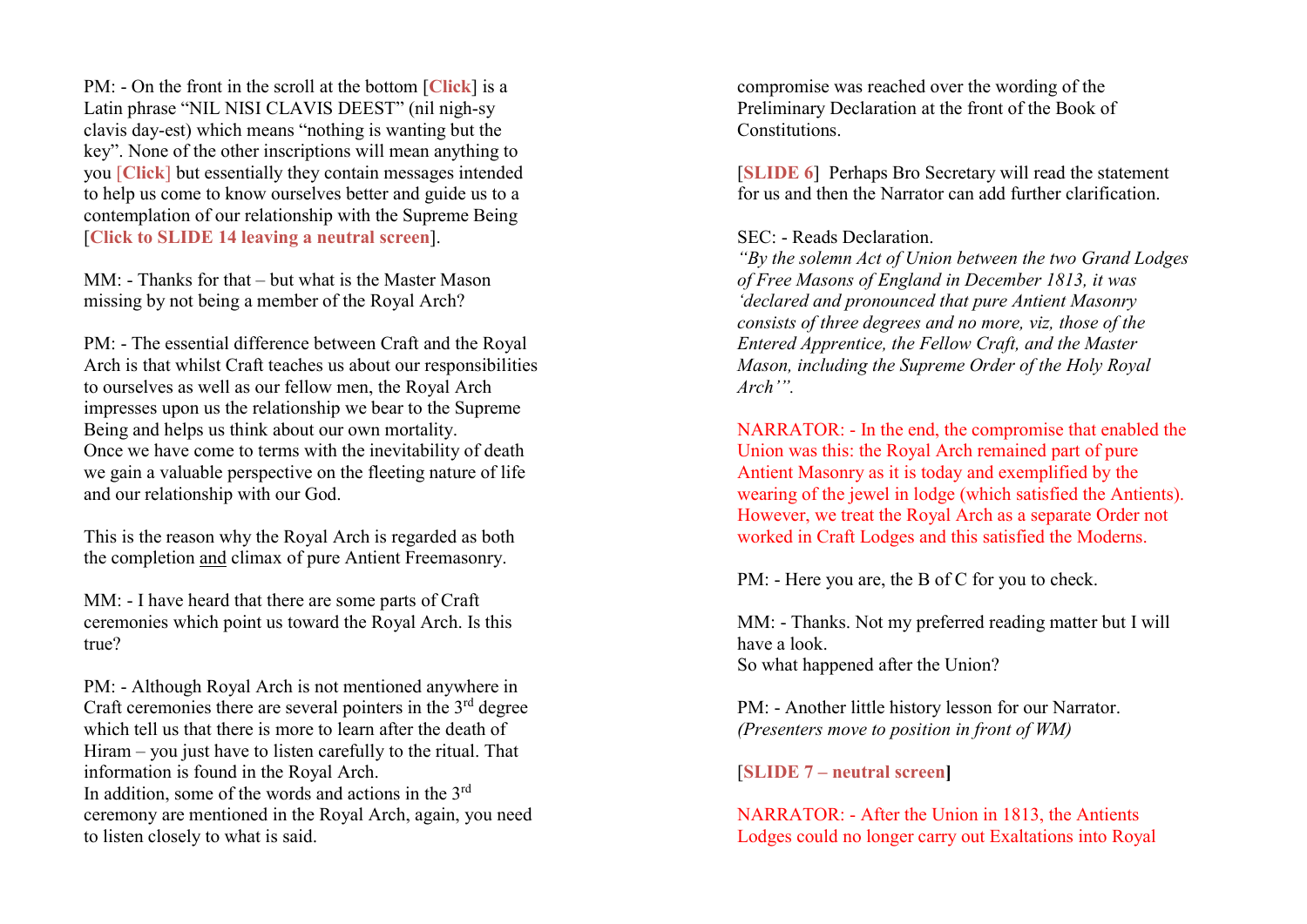PM: - On the front in the scroll at the bottom [**Click**] is a Latin phrase "NIL NISI CLAVIS DEEST" (nil nigh-sy clavis day-est) which means "nothing is wanting but the key". None of the other inscriptions will mean anything to you [Click] but essentially they contain messages intended to help us come to know ourselves better and guide us to a contemplation of our relationship with the Supreme Being [**Click to SLIDE 14 leaving a neutral screen**].

MM: - Thanks for that – but what is the Master Mason missing by not being a member of the Royal Arch?

PM: - The essential difference between Craft and the Royal Arch is that whilst Craft teaches us about our responsibilities to ourselves as well as our fellow men, the Royal Arch impresses upon us the relationship we bear to the Supreme Being and helps us think about our own mortality. Once we have come to terms with the inevitability of death we gain a valuable perspective on the fleeting nature of life and our relationship with our God.

This is the reason why the Royal Arch is regarded as both the completion <u>and</u> climax of pure Antient Freemasonry.

MM: - I have heard that there are some parts of Craft ceremonies which point us toward the Royal Arch. Is this true?

PM: - Although Royal Arch is not mentioned anywhere in Craft ceremonies there are several pointers in the 3rd degree which tell us that there is more to learn after the death of Hiram – you just have to listen carefully to the ritual. That information is found in the Royal Arch.
In addition, some of the words and actions in the 3rd ceremony are mentioned in the Royal Arch, again, you need to listen closely to what is said.

compromise was reached over the wording of the Preliminary Declaration at the front of the Book of Constitutions.

[**SLIDE 6**] Perhaps Bro Secretary will read the statement for us and then the Narrator can add further clarification.

SEC: - Reads Declaration.
*"By the solemn Act of Union between the two Grand Lodges of Free Masons of England in December 1813, it was 'declared and pronounced that pure Antient Masonry consists of three degrees and no more, viz, those of the Entered Apprentice, the Fellow Craft, and the Master Mason, including the Supreme Order of the Holy Royal Arch'".*

NARRATOR: - In the end, the compromise that enabled the Union was this: the Royal Arch remained part of pure Antient Masonry as it is today and exemplified by the wearing of the jewel in lodge (which satisfied the Antients). However, we treat the Royal Arch as a separate Order not worked in Craft Lodges and this satisfied the Moderns.

PM: - Here you are, the B of C for you to check.

MM: - Thanks. Not my preferred reading matter but I will have a look.
So what happened after the Union?

PM: - Another little history lesson for our Narrator.
*(Presenters move to position in front of WM)*

[**SLIDE 7 – neutral screen**]

NARRATOR: - After the Union in 1813, the Antients Lodges could no longer carry out Exaltations into Royal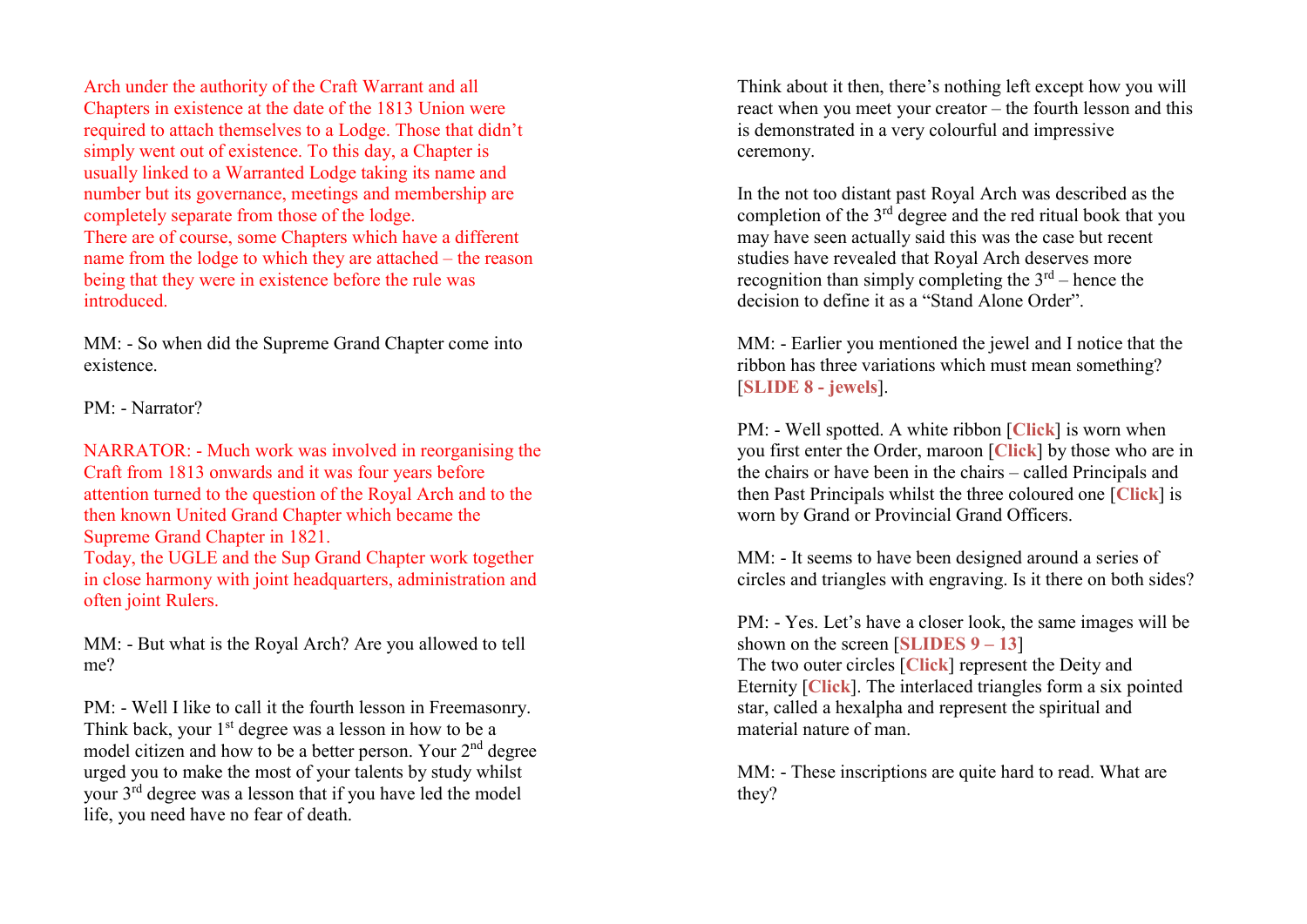Arch under the authority of the Craft Warrant and all Chapters in existence at the date of the 1813 Union were required to attach themselves to a Lodge. Those that didn't simply went out of existence. To this day, a Chapter is usually linked to a Warranted Lodge taking its name and number but its governance, meetings and membership are completely separate from those of the lodge.
There are of course, some Chapters which have a different name from the lodge to which they are attached – the reason being that they were in existence before the rule was introduced.

MM: - So when did the Supreme Grand Chapter come into existence.

PM: - Narrator?

NARRATOR: - Much work was involved in reorganising the Craft from 1813 onwards and it was four years before attention turned to the question of the Royal Arch and to the then known United Grand Chapter which became the Supreme Grand Chapter in 1821.
Today, the UGLE and the Sup Grand Chapter work together in close harmony with joint headquarters, administration and often joint Rulers.

MM: - But what is the Royal Arch? Are you allowed to tell me?

PM: - Well I like to call it the fourth lesson in Freemasonry. Think back, your 1st degree was a lesson in how to be a model citizen and how to be a better person. Your 2nd degree urged you to make the most of your talents by study whilst your 3rd degree was a lesson that if you have led the model life, you need have no fear of death.

Think about it then, there's nothing left except how you will react when you meet your creator – the fourth lesson and this is demonstrated in a very colourful and impressive ceremony.

In the not too distant past Royal Arch was described as the completion of the 3rd degree and the red ritual book that you may have seen actually said this was the case but recent studies have revealed that Royal Arch deserves more recognition than simply completing the 3rd – hence the decision to define it as a "Stand Alone Order".

MM: - Earlier you mentioned the jewel and I notice that the ribbon has three variations which must mean something? [**SLIDE 8 - jewels**].

PM: - Well spotted. A white ribbon [**Click**] is worn when you first enter the Order, maroon [**Click**] by those who are in the chairs or have been in the chairs – called Principals and then Past Principals whilst the three coloured one [**Click**] is worn by Grand or Provincial Grand Officers.

MM: - It seems to have been designed around a series of circles and triangles with engraving. Is it there on both sides?

PM: - Yes. Let's have a closer look, the same images will be shown on the screen [**SLIDES 9 – 13**]
The two outer circles [**Click**] represent the Deity and Eternity [**Click**]. The interlaced triangles form a six pointed star, called a hexalpha and represent the spiritual and material nature of man.

MM: - These inscriptions are quite hard to read. What are they?